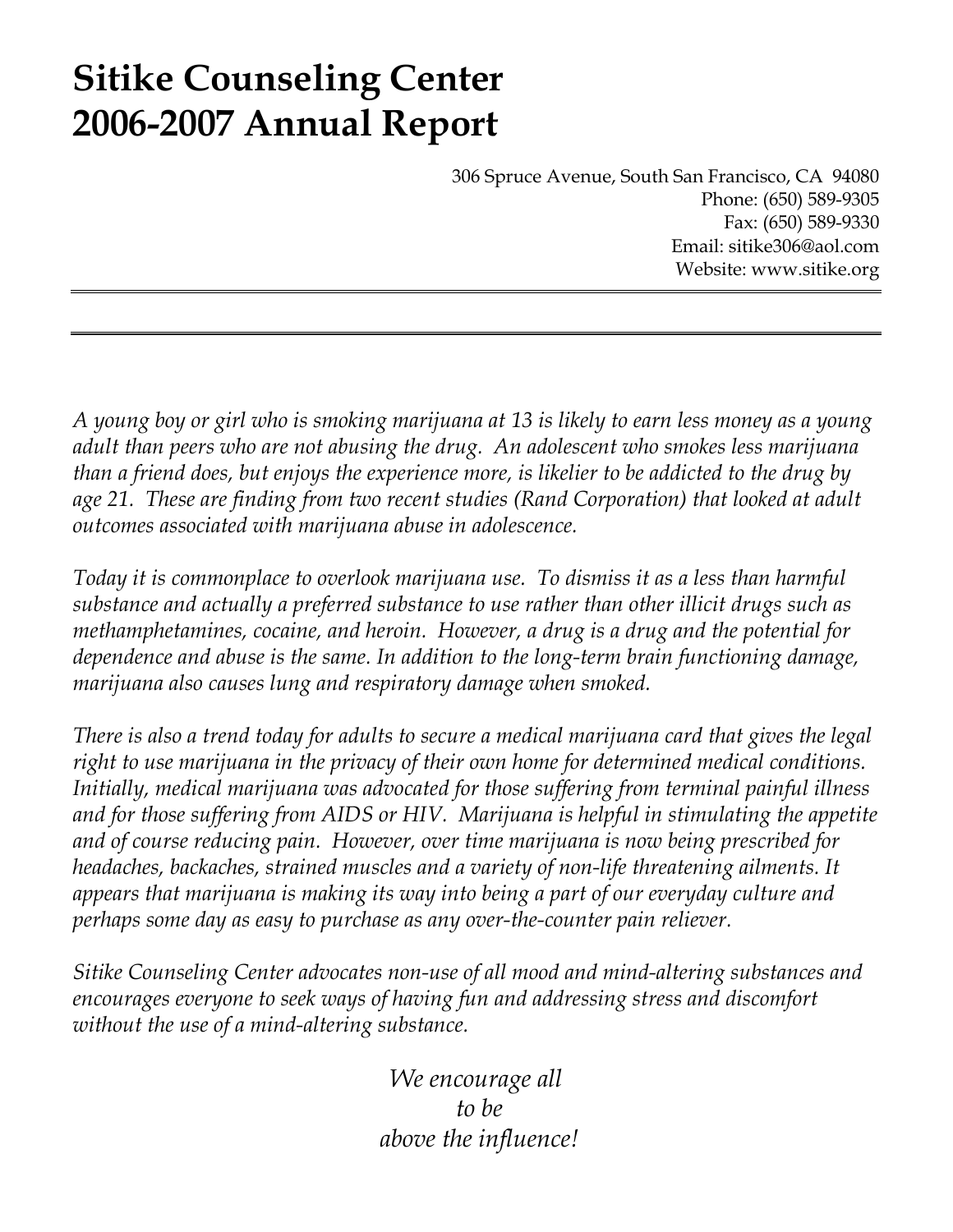# Sitike Counseling Center 2006-2007 Annual Report

306 Spruce Avenue, South San Francisco, CA 94080
Phone: (650) 589-9305
Fax: (650) 589-9330
Email: sitike306@aol.com
Website: www.sitike.org

---

---

*A young boy or girl who is smoking marijuana at 13 is likely to earn less money as a young adult than peers who are not abusing the drug. An adolescent who smokes less marijuana than a friend does, but enjoys the experience more, is likelier to be addicted to the drug by age 21. These are finding from two recent studies (Rand Corporation) that looked at adult outcomes associated with marijuana abuse in adolescence.*

*Today it is commonplace to overlook marijuana use. To dismiss it as a less than harmful substance and actually a preferred substance to use rather than other illicit drugs such as methamphetamines, cocaine, and heroin. However, a drug is a drug and the potential for dependence and abuse is the same. In addition to the long-term brain functioning damage, marijuana also causes lung and respiratory damage when smoked.*

*There is also a trend today for adults to secure a medical marijuana card that gives the legal right to use marijuana in the privacy of their own home for determined medical conditions. Initially, medical marijuana was advocated for those suffering from terminal painful illness and for those suffering from AIDS or HIV. Marijuana is helpful in stimulating the appetite and of course reducing pain. However, over time marijuana is now being prescribed for headaches, backaches, strained muscles and a variety of non-life threatening ailments. It appears that marijuana is making its way into being a part of our everyday culture and perhaps some day as easy to purchase as any over-the-counter pain reliever.*

*Sitike Counseling Center advocates non-use of all mood and mind-altering substances and encourages everyone to seek ways of having fun and addressing stress and discomfort without the use of a mind-altering substance.*

*We encourage all*
*to be*
*above the influence!*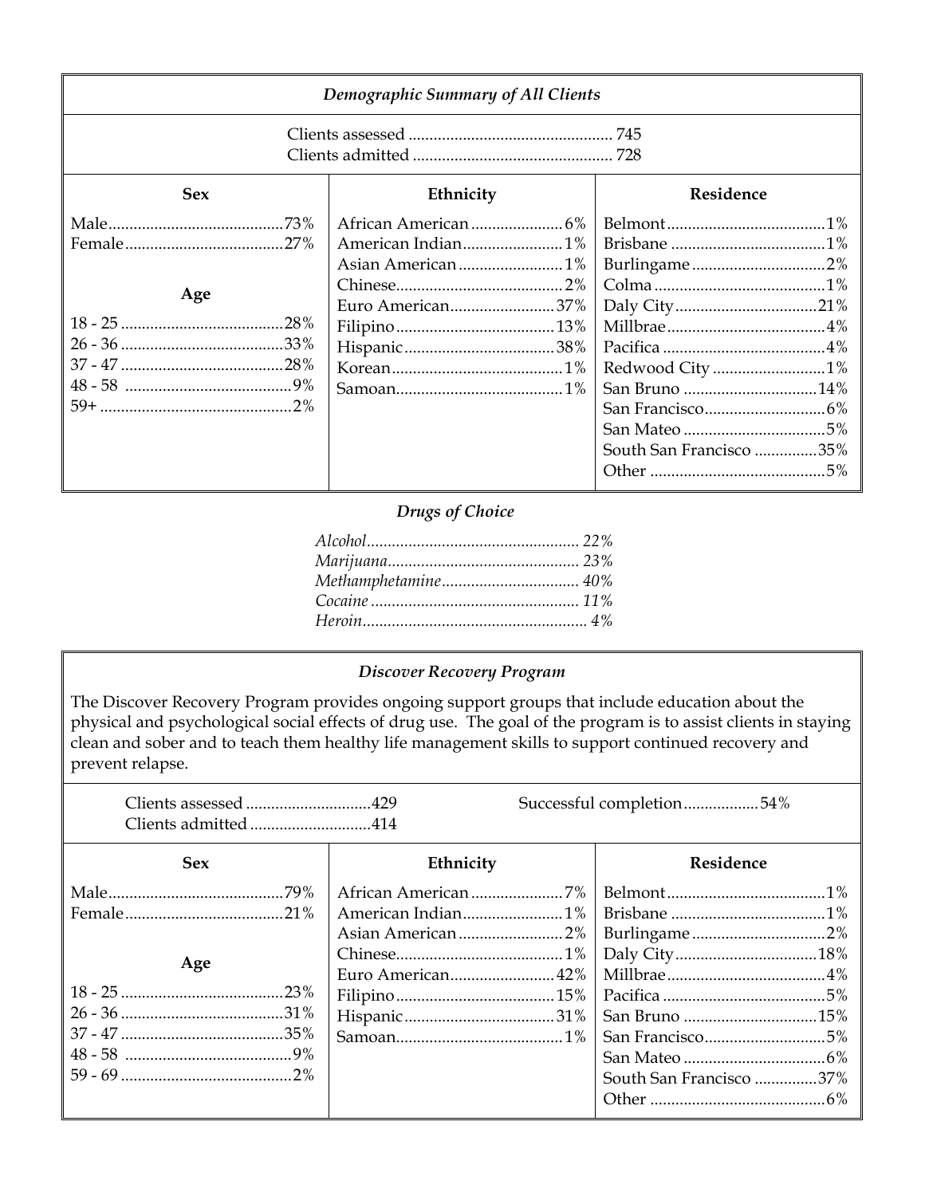## *Demographic Summary of All Clients*

Clients assessed ................................................ 745
Clients admitted ............................................... 728

| Sex | | Ethnicity | | Residence | |
|---|---|---|---|---|---|
| Male | 73% | African American | 6% | Belmont | 1% |
| Female | 27% | American Indian | 1% | Brisbane | 1% |
| | | Asian American | 1% | Burlingame | 2% |
| **Age** | | Chinese | 2% | Colma | 1% |
| | | Euro American | 37% | Daly City | 21% |
| 18 - 25 | 28% | Filipino | 13% | Millbrae | 4% |
| 26 - 36 | 33% | Hispanic | 38% | Pacifica | 4% |
| 37 - 47 | 28% | Korean | 1% | Redwood City | 1% |
| 48 - 58 | 9% | Samoan | 1% | San Bruno | 14% |
| 59+ | 2% | | | San Francisco | 6% |
| | | | | San Mateo | 5% |
| | | | | South San Francisco | 35% |
| | | | | Other | 5% |

### *Drugs of Choice*

| | |
|---|---|
| *Alcohol* | *22%* |
| *Marijuana* | *23%* |
| *Methamphetamine* | *40%* |
| *Cocaine* | *11%* |
| *Heroin* | *4%* |

## *Discover Recovery Program*

The Discover Recovery Program provides ongoing support groups that include education about the physical and psychological social effects of drug use. The goal of the program is to assist clients in staying clean and sober and to teach them healthy life management skills to support continued recovery and prevent relapse.

Clients assessed ............................429
Clients admitted ............................414

Successful completion.................54%

| Sex | | Ethnicity | | Residence | |
|---|---|---|---|---|---|
| Male | 79% | African American | 7% | Belmont | 1% |
| Female | 21% | American Indian | 1% | Brisbane | 1% |
| | | Asian American | 2% | Burlingame | 2% |
| **Age** | | Chinese | 1% | Daly City | 18% |
| | | Euro American | 42% | Millbrae | 4% |
| 18 - 25 | 23% | Filipino | 15% | Pacifica | 5% |
| 26 - 36 | 31% | Hispanic | 31% | San Bruno | 15% |
| 37 - 47 | 35% | Samoan | 1% | San Francisco | 5% |
| 48 - 58 | 9% | | | San Mateo | 6% |
| 59 - 69 | 2% | | | South San Francisco | 37% |
| | | | | Other | 6% |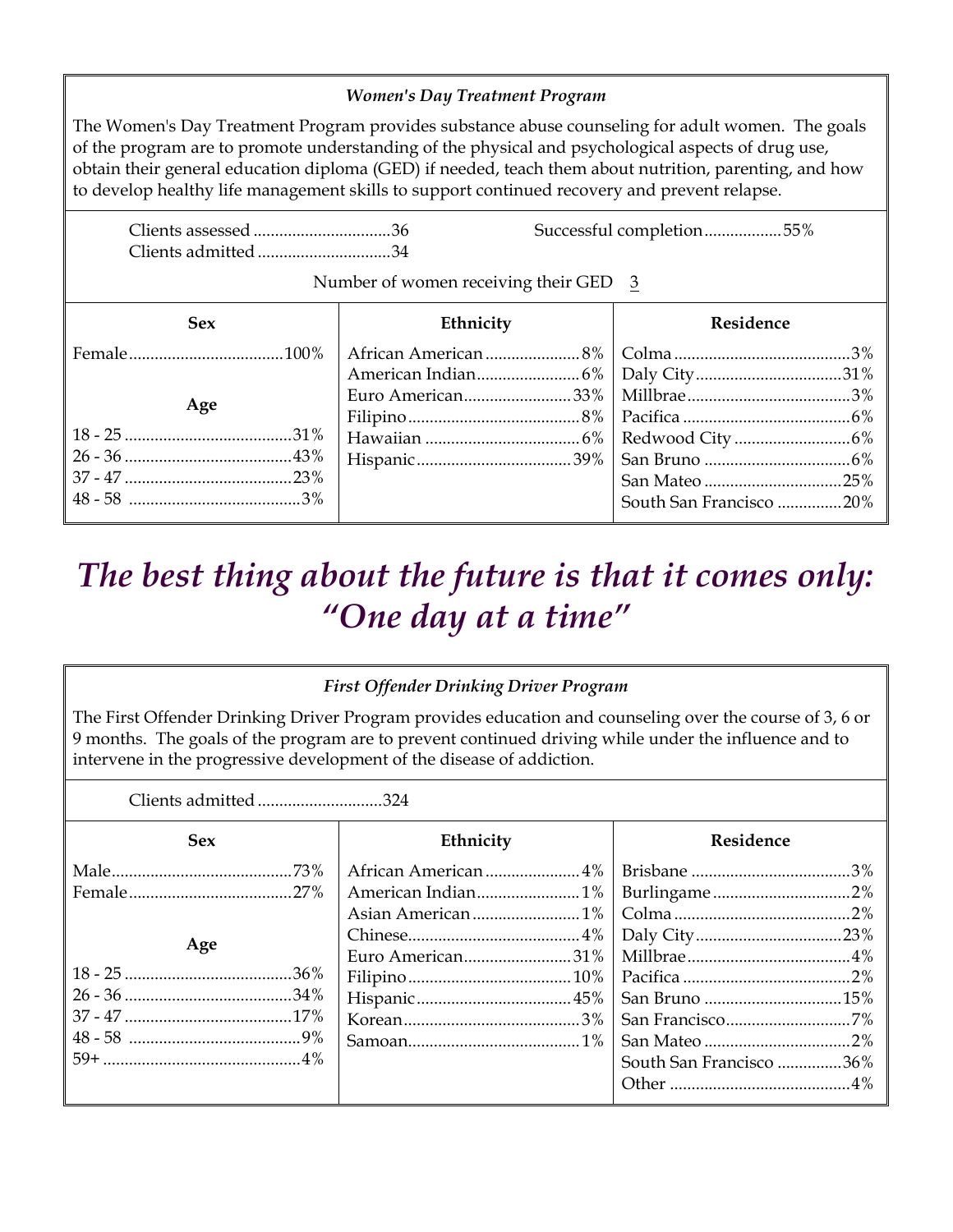### *Women's Day Treatment Program*

The Women's Day Treatment Program provides substance abuse counseling for adult women. The goals of the program are to promote understanding of the physical and psychological aspects of drug use, obtain their general education diploma (GED) if needed, teach them about nutrition, parenting, and how to develop healthy life management skills to support continued recovery and prevent relapse.

Clients assessed ............................36
Clients admitted ............................34

Successful completion.................55%

Number of women receiving their GED 3

| Sex | | Ethnicity | | Residence | |
|---|---|---|---|---|---|
| Female | 100% | African American | 8% | Colma | 3% |
| | | American Indian | 6% | Daly City | 31% |
| **Age** | | Euro American | 33% | Millbrae | 3% |
| 18 - 25 | 31% | Filipino | 8% | Pacifica | 6% |
| 26 - 36 | 43% | Hawaiian | 6% | Redwood City | 6% |
| 37 - 47 | 23% | Hispanic | 39% | San Bruno | 6% |
| 48 - 58 | 3% | | | San Mateo | 25% |
| | | | | South San Francisco | 20% |

# *The best thing about the future is that it comes only: "One day at a time"*

### *First Offender Drinking Driver Program*

The First Offender Drinking Driver Program provides education and counseling over the course of 3, 6 or 9 months. The goals of the program are to prevent continued driving while under the influence and to intervene in the progressive development of the disease of addiction.

Clients admitted ............................324

| Sex | | Ethnicity | | Residence | |
|---|---|---|---|---|---|
| Male | 73% | African American | 4% | Brisbane | 3% |
| Female | 27% | American Indian | 1% | Burlingame | 2% |
| | | Asian American | 1% | Colma | 2% |
| **Age** | | Chinese | 4% | Daly City | 23% |
| | | Euro American | 31% | Millbrae | 4% |
| 18 - 25 | 36% | Filipino | 10% | Pacifica | 2% |
| 26 - 36 | 34% | Hispanic | 45% | San Bruno | 15% |
| 37 - 47 | 17% | Korean | 3% | San Francisco | 7% |
| 48 - 58 | 9% | Samoan | 1% | San Mateo | 2% |
| 59+ | 4% | | | South San Francisco | 36% |
| | | | | Other | 4% |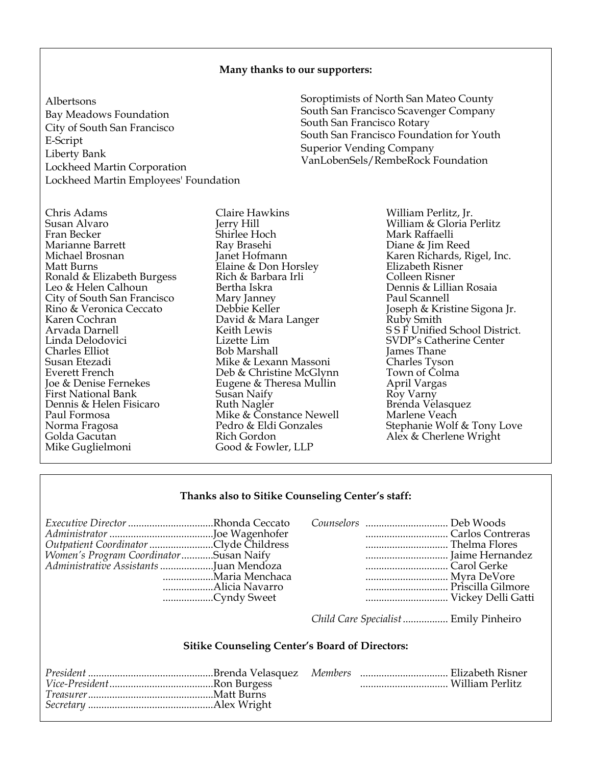**Many thanks to our supporters:**

Albertsons
Bay Meadows Foundation
City of South San Francisco
E-Script
Liberty Bank
Lockheed Martin Corporation
Lockheed Martin Employees' Foundation
Soroptimists of North San Mateo County
South San Francisco Scavenger Company
South San Francisco Rotary
South San Francisco Foundation for Youth
Superior Vending Company
VanLobenSels/RembeRock Foundation

Chris Adams
Susan Alvaro
Fran Becker
Marianne Barrett
Michael Brosnan
Matt Burns
Ronald & Elizabeth Burgess
Leo & Helen Calhoun
City of South San Francisco
Rino & Veronica Ceccato
Karen Cochran
Arvada Darnell
Linda Delodovici
Charles Elliot
Susan Etezadi
Everett French
Joe & Denise Fernekes
First National Bank
Dennis & Helen Fisicaro
Paul Formosa
Norma Fragosa
Golda Gacutan
Mike Guglielmoni
Claire Hawkins
Jerry Hill
Shirlee Hoch
Ray Brasehi
Janet Hofmann
Elaine & Don Horsley
Rich & Barbara Irli
Bertha Iskra
Mary Janney
Debbie Keller
David & Mara Langer
Keith Lewis
Lizette Lim
Bob Marshall
Mike & Lexann Massoni
Deb & Christine McGlynn
Eugene & Theresa Mullin
Susan Naify
Ruth Nagler
Mike & Constance Newell
Pedro & Eldi Gonzales
Rich Gordon
Good & Fowler, LLP
William Perlitz, Jr.
William & Gloria Perlitz
Mark Raffaelli
Diane & Jim Reed
Karen Richards, Rigel, Inc.
Elizabeth Risner
Colleen Risner
Dennis & Lillian Rosaia
Paul Scannell
Joseph & Kristine Sigona Jr.
Ruby Smith
S S F Unified School District.
SVDP's Catherine Center
James Thane
Charles Tyson
Town of Colma
April Vargas
Roy Varny
Brenda Velasquez
Marlene Veach
Stephanie Wolf & Tony Love
Alex & Cherlene Wright

**Thanks also to Sitike Counseling Center's staff:**

*Executive Director* ................................Rhonda Ceccato
*Administrator* .......................................Joe Wagenhofer
*Outpatient Coordinator* ........................Clyde Childress
*Women's Program Coordinator*............Susan Naify
*Administrative Assistants* ....................Juan Mendoza
...................Maria Menchaca
...................Alicia Navarro
...................Cyndy Sweet

*Counselors* .............................. Deb Woods
.............................. Carlos Contreras
.............................. Thelma Flores
.............................. Jaime Hernandez
.............................. Carol Gerke
.............................. Myra DeVore
.............................. Priscilla Gilmore
.............................. Vickey Delli Gatti

*Child Care Specialist* ................. Emily Pinheiro

**Sitike Counseling Center's Board of Directors:**

*President* ...............................................Brenda Velasquez
*Vice-President*.......................................Ron Burgess
*Treasurer*...............................................Matt Burns
*Secretary* ...............................................Alex Wright

*Members* ................................ Elizabeth Risner
................................ William Perlitz